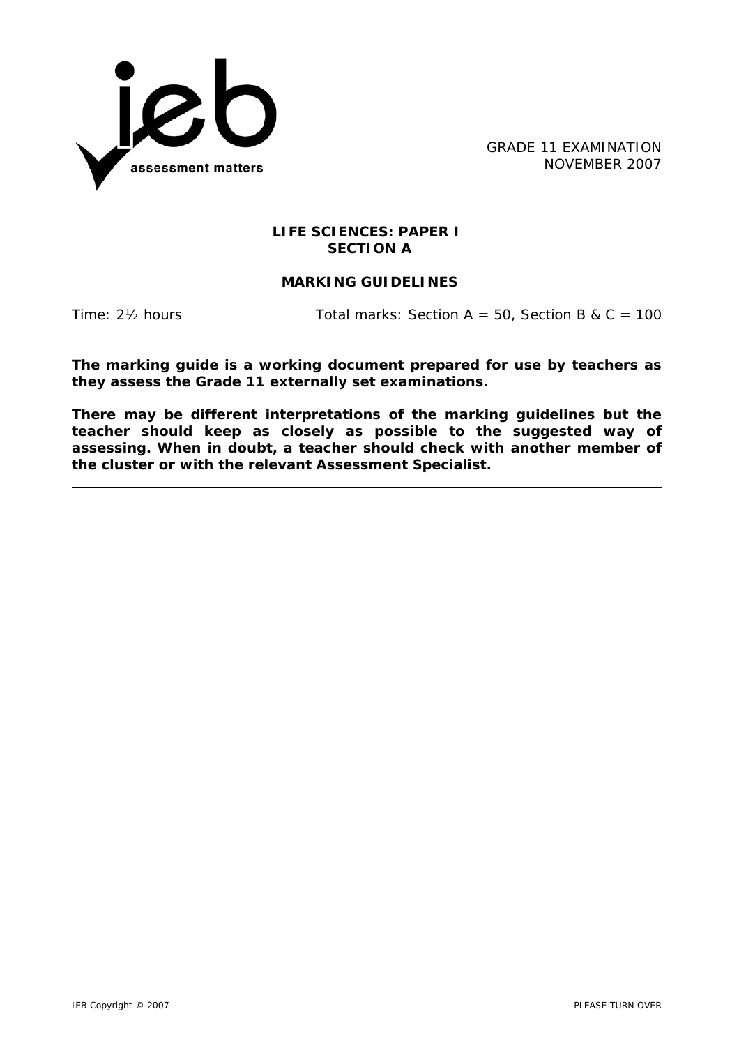ieb assessment matters

GRADE 11 EXAMINATION
NOVEMBER 2007

# LIFE SCIENCES: PAPER I
## SECTION A

## MARKING GUIDELINES

Time: 2½ hours Total marks: Section A = 50, Section B & C = 100

---

**The marking guide is a working document prepared for use by teachers as they assess the Grade 11 externally set examinations.**

**There may be different interpretations of the marking guidelines but the teacher should keep as closely as possible to the suggested way of assessing. When in doubt, a teacher should check with another member of the cluster or with the relevant Assessment Specialist.**

---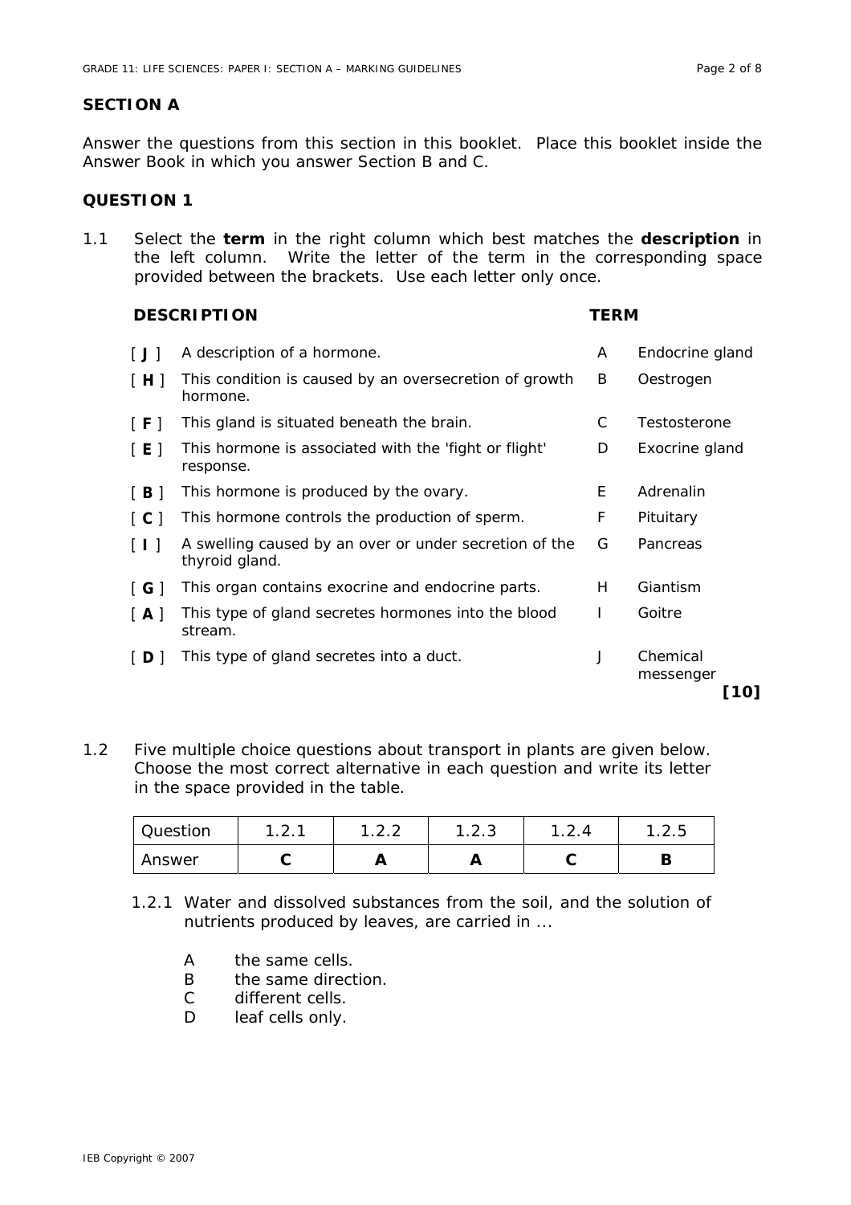## SECTION A

Answer the questions from this section in this booklet. Place this booklet inside the Answer Book in which you answer Section B and C.

## QUESTION 1

1.1 Select the **term** in the right column which best matches the **description** in the left column. Write the letter of the term in the corresponding space provided between the brackets. Use each letter only once.

| | DESCRIPTION | | TERM |
|---|---|---|---|
| [ **J** ] | A description of a hormone. | A | Endocrine gland |
| [ **H** ] | This condition is caused by an oversecretion of growth hormone. | B | Oestrogen |
| [ **F** ] | This gland is situated beneath the brain. | C | Testosterone |
| [ **E** ] | This hormone is associated with the 'fight or flight' response. | D | Exocrine gland |
| [ **B** ] | This hormone is produced by the ovary. | E | Adrenalin |
| [ **C** ] | This hormone controls the production of sperm. | F | Pituitary |
| [ **I** ] | A swelling caused by an over or under secretion of the thyroid gland. | G | Pancreas |
| [ **G** ] | This organ contains exocrine and endocrine parts. | H | Giantism |
| [ **A** ] | This type of gland secretes hormones into the blood stream. | I | Goitre |
| [ **D** ] | This type of gland secretes into a duct. | J | Chemical messenger |

**[10]**

1.2 Five multiple choice questions about transport in plants are given below. Choose the most correct alternative in each question and write its letter in the space provided in the table.

| Question | 1.2.1 | 1.2.2 | 1.2.3 | 1.2.4 | 1.2.5 |
|---|---|---|---|---|---|
| Answer | **C** | **A** | **A** | **C** | **B** |

1.2.1 Water and dissolved substances from the soil, and the solution of nutrients produced by leaves, are carried in ...

- A the same cells.
- B the same direction.
- C different cells.
- D leaf cells only.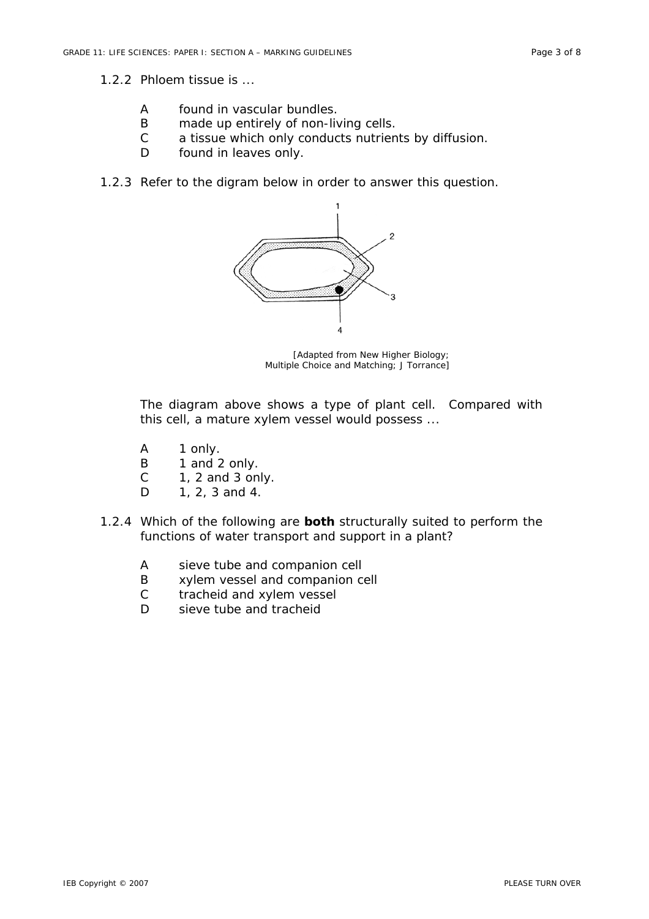1.2.2 Phloem tissue is ...

A found in vascular bundles.
B made up entirely of non-living cells.
C a tissue which only conducts nutrients by diffusion.
D found in leaves only.

1.2.3 Refer to the digram below in order to answer this question.

[Adapted from New Higher Biology; Multiple Choice and Matching; J Torrance]

The diagram above shows a type of plant cell. Compared with this cell, a mature xylem vessel would possess ...

A 1 only.
B 1 and 2 only.
C 1, 2 and 3 only.
D 1, 2, 3 and 4.

1.2.4 Which of the following are **both** structurally suited to perform the functions of water transport and support in a plant?

A sieve tube and companion cell
B xylem vessel and companion cell
C tracheid and xylem vessel
D sieve tube and tracheid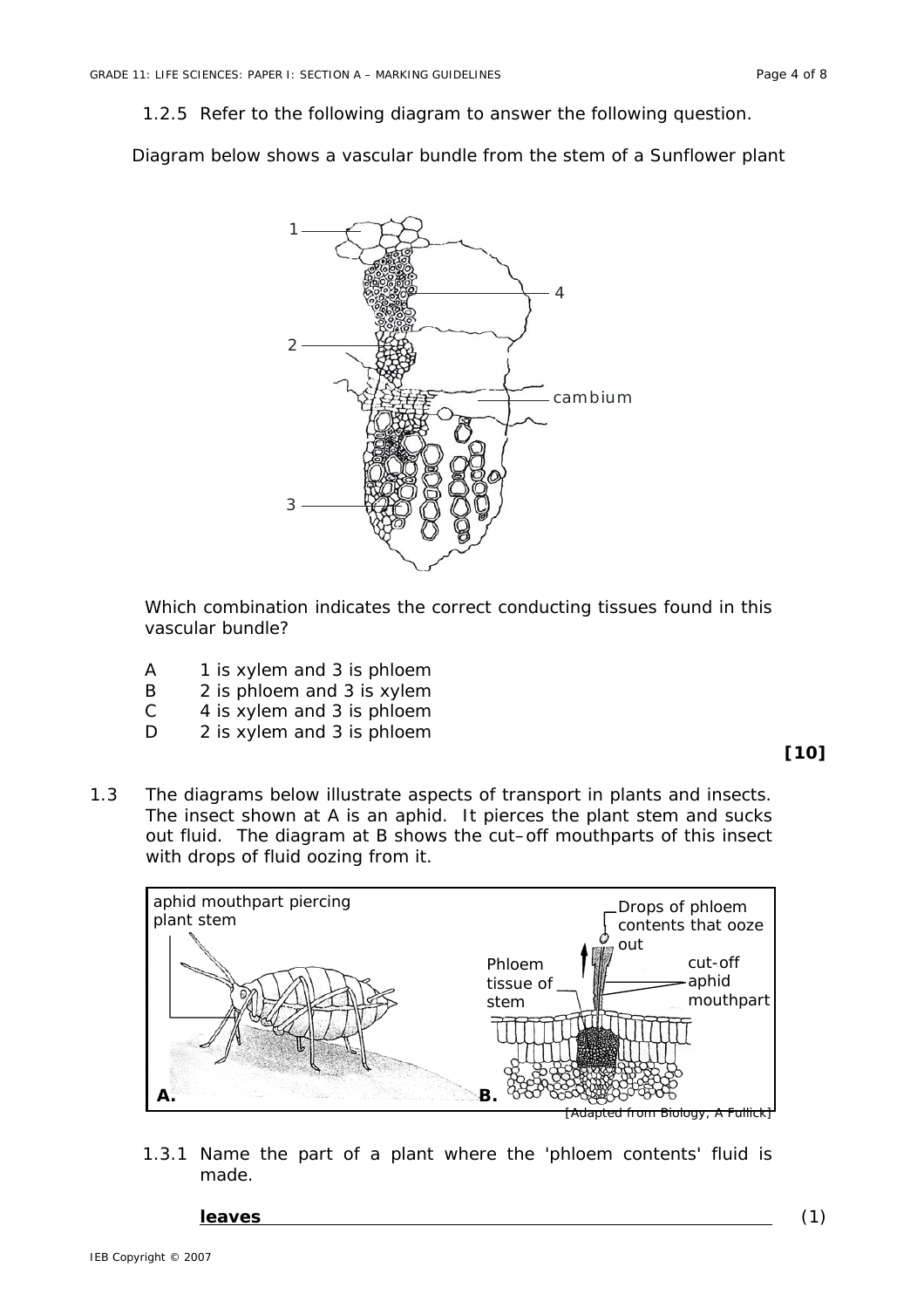1.2.5 Refer to the following diagram to answer the following question.

Diagram below shows a vascular bundle from the stem of a Sunflower plant

Which combination indicates the correct conducting tissues found in this vascular bundle?

A 1 is xylem and 3 is phloem
B 2 is phloem and 3 is xylem
C 4 is xylem and 3 is phloem
D 2 is xylem and 3 is phloem

**[10]**

1.3 The diagrams below illustrate aspects of transport in plants and insects. The insect shown at A is an aphid. It pierces the plant stem and sucks out fluid. The diagram at B shows the cut–off mouthparts of this insect with drops of fluid oozing from it.

[Adapted from Biology, A Fullick]

1.3.1 Name the part of a plant where the 'phloem contents' fluid is made.

**leaves** (1)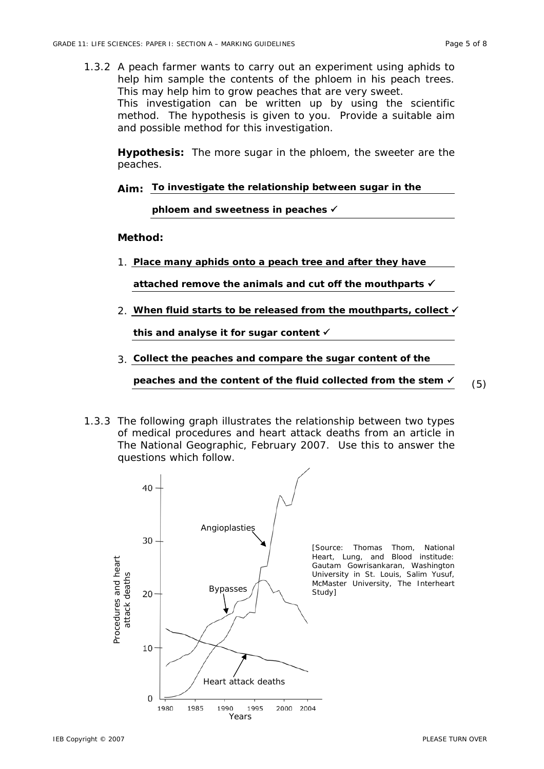1.3.2 A peach farmer wants to carry out an experiment using aphids to help him sample the contents of the phloem in his peach trees. This may help him to grow peaches that are very sweet. This investigation can be written up by using the scientific method. The hypothesis is given to you. Provide a suitable aim and possible method for this investigation.

**Hypothesis:** The more sugar in the phloem, the sweeter are the peaches.

**Aim:** **To investigate the relationship between sugar in the phloem and sweetness in peaches ✓**

**Method:**

1. **Place many aphids onto a peach tree and after they have attached remove the animals and cut off the mouthparts ✓**
2. **When fluid starts to be released from the mouthparts, collect ✓ this and analyse it for sugar content ✓**
3. **Collect the peaches and compare the sugar content of the peaches and the content of the fluid collected from the stem ✓**

(5)

1.3.3 The following graph illustrates the relationship between two types of medical procedures and heart attack deaths from an article in The National Geographic, February 2007. Use this to answer the questions which follow.

[Source: Thomas Thom, National Heart, Lung, and Blood institude: Gautam Gowrisankaran, Washington University in St. Louis, Salim Yusuf, McMaster University, The Interheart Study]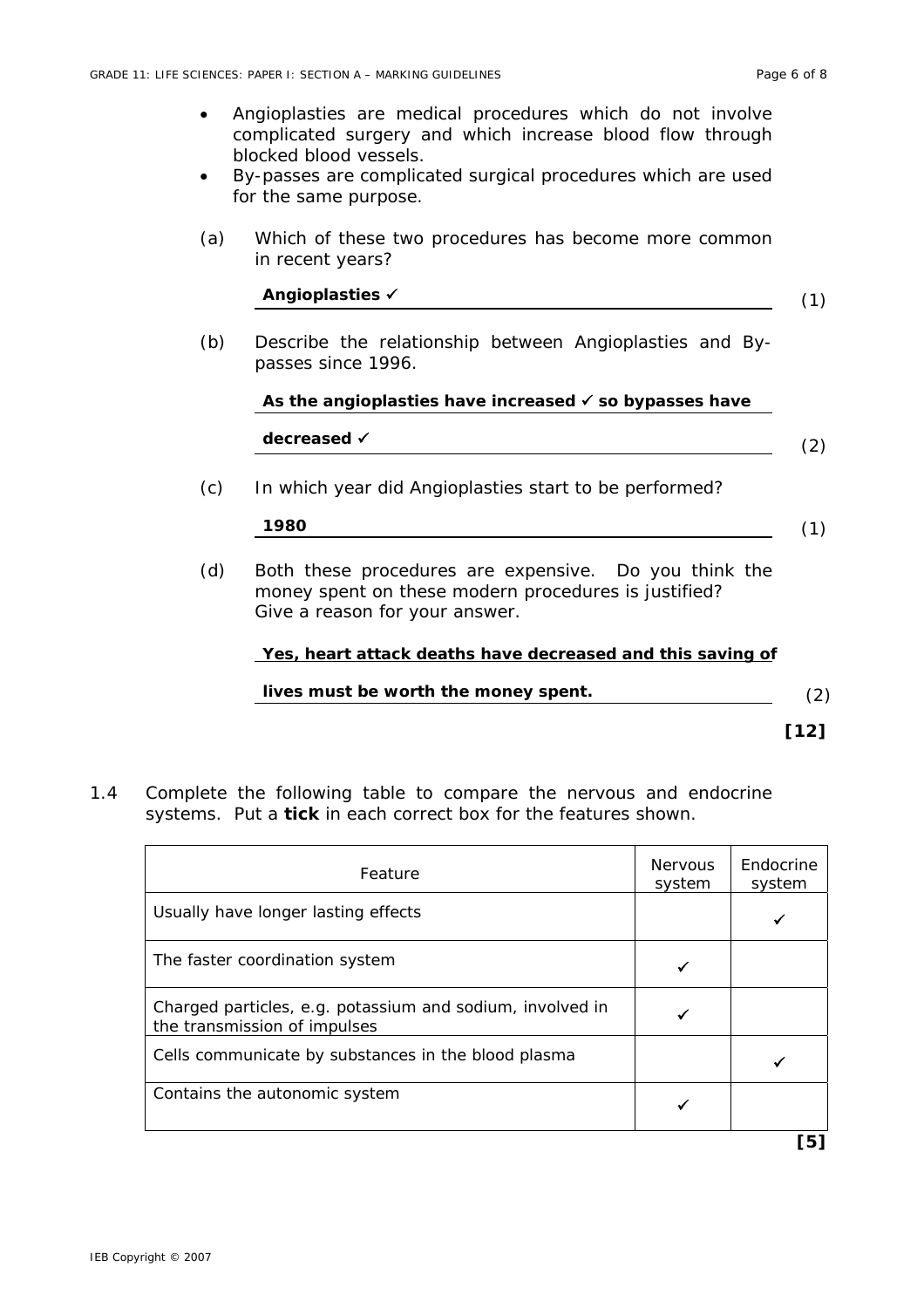- Angioplasties are medical procedures which do not involve complicated surgery and which increase blood flow through blocked blood vessels.
- By-passes are complicated surgical procedures which are used for the same purpose.

(a) Which of these two procedures has become more common in recent years?

**Angioplasties ✓** (1)

(b) Describe the relationship between Angioplasties and By-passes since 1996.

**As the angioplasties have increased ✓ so bypasses have decreased ✓** (2)

(c) In which year did Angioplasties start to be performed?

**1980** (1)

(d) Both these procedures are expensive. Do you think the money spent on these modern procedures is justified? Give a reason for your answer.

**Yes, heart attack deaths have decreased and this saving of lives must be worth the money spent.** (2)

**[12]**

1.4 Complete the following table to compare the nervous and endocrine systems. Put a **tick** in each correct box for the features shown.

| Feature | Nervous system | Endocrine system |
|---|---|---|
| Usually have longer lasting effects | | ✓ |
| The faster coordination system | ✓ | |
| Charged particles, e.g. potassium and sodium, involved in the transmission of impulses | ✓ | |
| Cells communicate by substances in the blood plasma | | ✓ |
| Contains the autonomic system | ✓ | |

**[5]**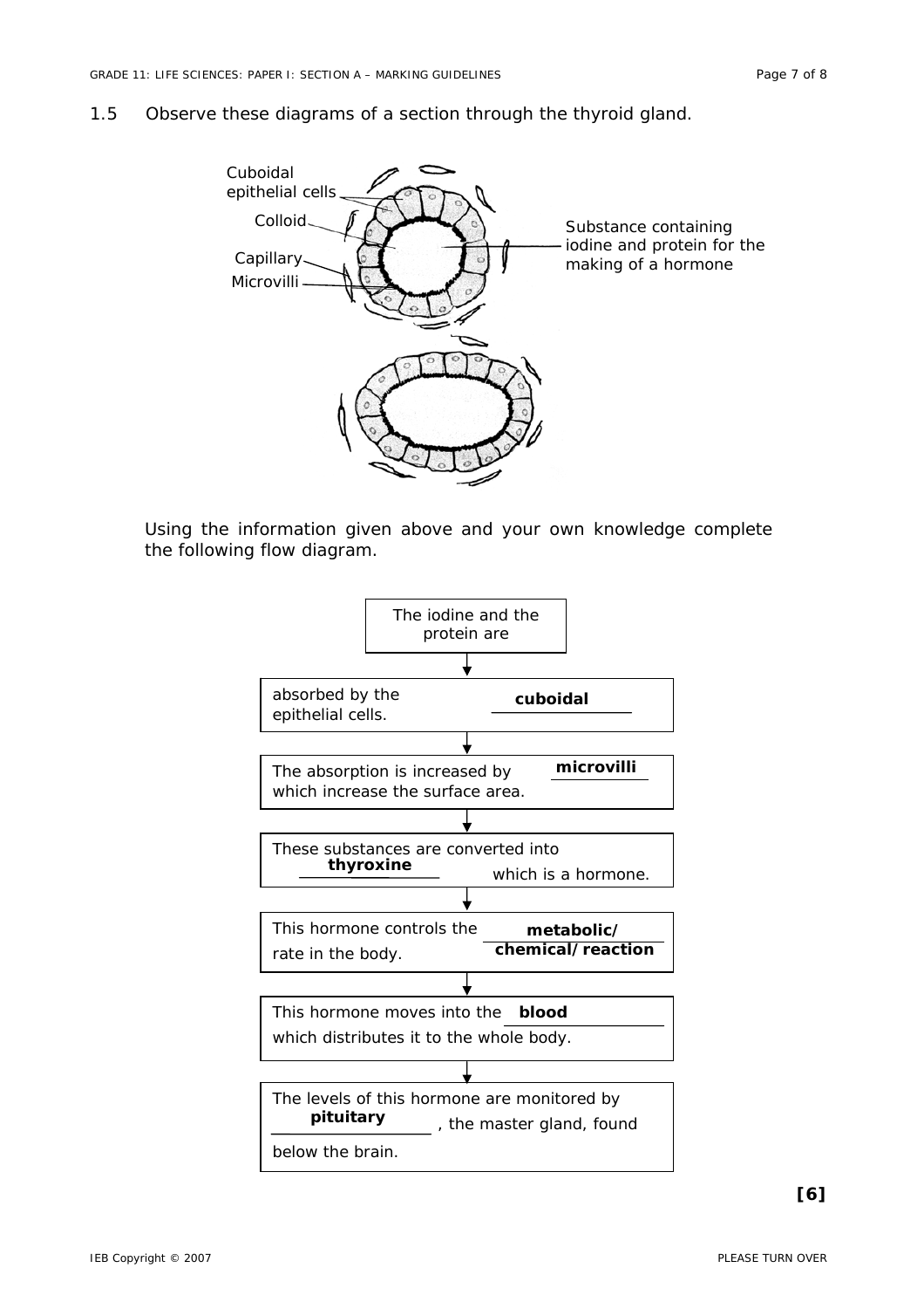1.5 Observe these diagrams of a section through the thyroid gland.

Cuboidal epithelial cells

Colloid

Capillary

Microvilli

Substance containing iodine and protein for the making of a hormone

Using the information given above and your own knowledge complete the following flow diagram.

The iodine and the protein are

↓

absorbed by the **cuboidal** epithelial cells.

↓

The absorption is increased by **microvilli** which increase the surface area.

↓

These substances are converted into **thyroxine** which is a hormone.

↓

This hormone controls the **metabolic/ chemical/reaction** rate in the body.

↓

This hormone moves into the **blood** which distributes it to the whole body.

↓

The levels of this hormone are monitored by **pituitary**, the master gland, found below the brain.

**[6]**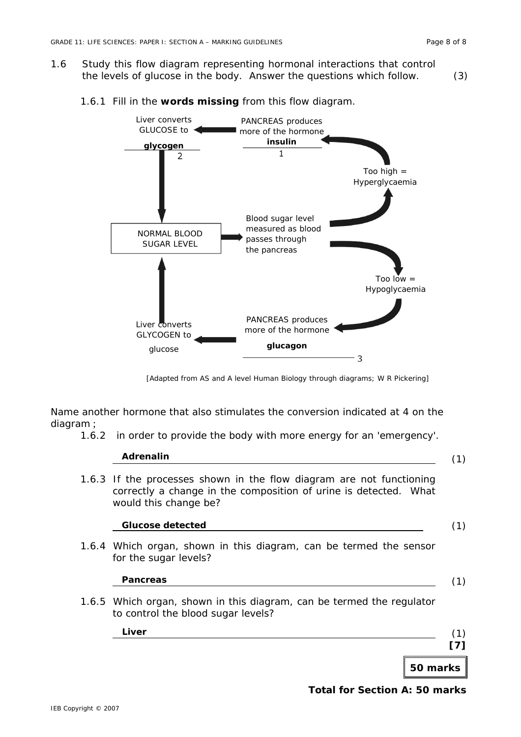1.6 Study this flow diagram representing hormonal interactions that control the levels of glucose in the body. Answer the questions which follow. (3)

1.6.1 Fill in the **words missing** from this flow diagram.

Liver converts GLUCOSE to

**glycogen**

2

PANCREAS produces more of the hormone

**insulin**

1

Too high = Hyperglycaemia

NORMAL BLOOD SUGAR LEVEL

Blood sugar level measured as blood passes through the pancreas

Too low = Hypoglycaemia

Liver converts GLYCOGEN to

glucose

PANCREAS produces more of the hormone

**glucagon**

3

[Adapted from AS and A level Human Biology through diagrams; W R Pickering]

Name another hormone that also stimulates the conversion indicated at 4 on the diagram ;

1.6.2 in order to provide the body with more energy for an 'emergency'.

**Adrenalin** (1)

1.6.3 If the processes shown in the flow diagram are not functioning correctly a change in the composition of urine is detected. What would this change be?

**Glucose detected** (1)

1.6.4 Which organ, shown in this diagram, can be termed the sensor for the sugar levels?

**Pancreas** (1)

1.6.5 Which organ, shown in this diagram, can be termed the regulator to control the blood sugar levels?

**Liver** (1)

**[7]**

**50 marks**

**Total for Section A: 50 marks**

IEB Copyright © 2007